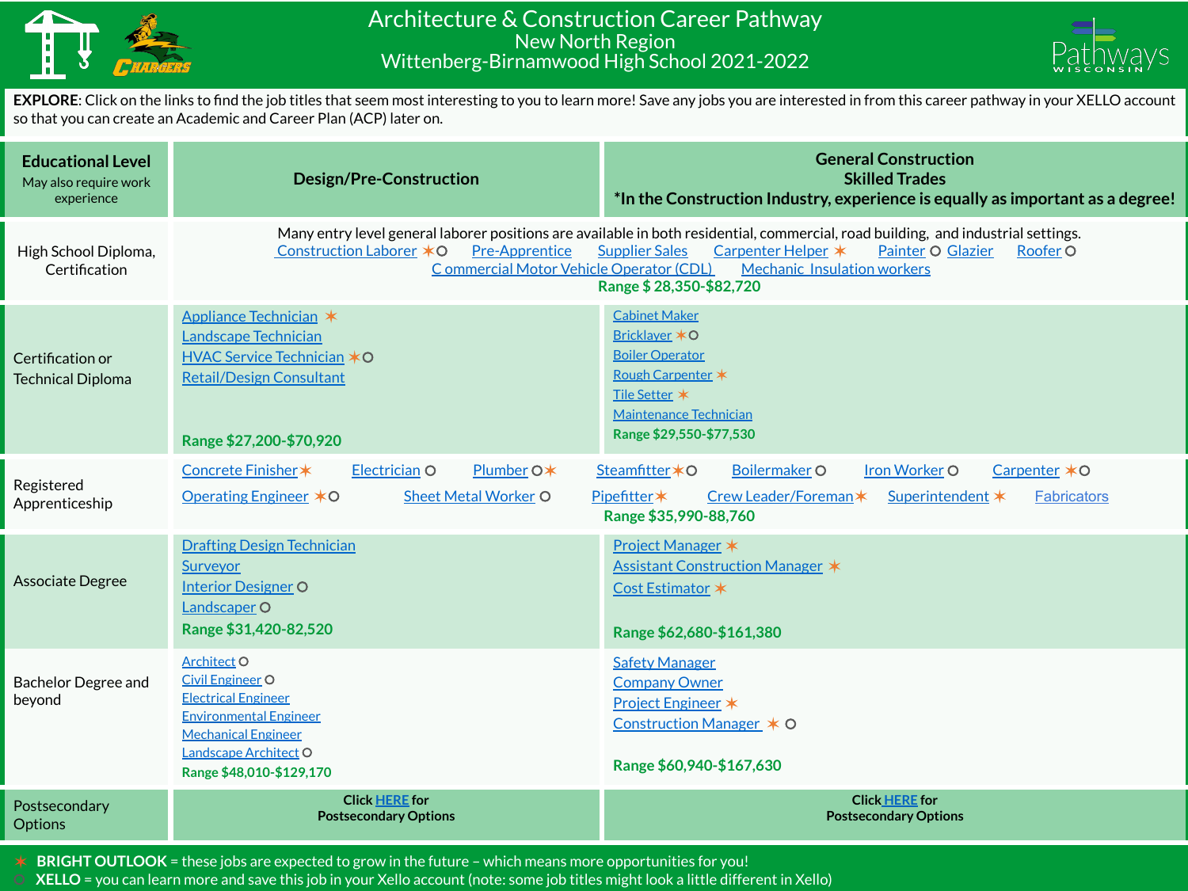# Architecture & Construction Career Pathway

## New North Region

## Wittenberg-Birnamwood High School 2021-2022

**EXPLORE**: Click on the links to find the job titles that seem most interesting to you to learn more! Save any jobs you are interested in from this career pathway in your XELLO account so that you can create an Academic and Career Plan (ACP) later on.

| **Educational Level** May also require work experience | **Design/Pre-Construction** | **General Construction Skilled Trades** *In the Construction Industry, experience is equally as important as a degree! |
|---|---|---|
| High School Diploma, Certification | Many entry level general laborer positions are available in both residential, commercial, road building, and industrial settings. Construction Laborer ✶ ○ Pre-Apprentice Supplier Sales Carpenter Helper ✶ Painter ○ Glazier Roofer ○ Commercial Motor Vehicle Operator (CDL) Mechanic Insulation workers **Range $ 28,350-$82,720** | |
| Certification or Technical Diploma | Appliance Technician ✶<br>Landscape Technician<br>HVAC Service Technician ✶ ○<br>Retail/Design Consultant<br>**Range $27,200-$70,920** | Cabinet Maker<br>Bricklayer ✶ ○<br>Boiler Operator<br>Rough Carpenter ✶<br>Tile Setter ✶<br>Maintenance Technician<br>**Range $29,550-$77,530** |
| Registered Apprenticeship | Concrete Finisher ✶ Electrician ○ Plumber ○ ✶ Steamfitter ✶ ○ Boilermaker ○ Iron Worker ○ Carpenter ✶ ○ Operating Engineer ✶ ○ Sheet Metal Worker ○ Pipefitter ✶ Crew Leader/Foreman ✶ Superintendent ✶ Fabricators **Range $35,990-88,760** | |
| Associate Degree | Drafting Design Technician<br>Surveyor<br>Interior Designer ○<br>Landscaper ○<br>**Range $31,420-82,520** | Project Manager ✶<br>Assistant Construction Manager ✶<br>Cost Estimator ✶<br>**Range $62,680-$161,380** |
| Bachelor Degree and beyond | Architect ○<br>Civil Engineer ○<br>Electrical Engineer<br>Environmental Engineer<br>Mechanical Engineer<br>Landscape Architect ○<br>**Range $48,010-$129,170** | Safety Manager<br>Company Owner<br>Project Engineer ✶<br>Construction Manager ✶ ○<br>**Range $60,940-$167,630** |
| Postsecondary Options | **Click HERE for Postsecondary Options** | **Click HERE for Postsecondary Options** |

✶ **BRIGHT OUTLOOK** = these jobs are expected to grow in the future – which means more opportunities for you!
○ **XELLO** = you can learn more and save this job in your Xello account (note: some job titles might look a little different in Xello)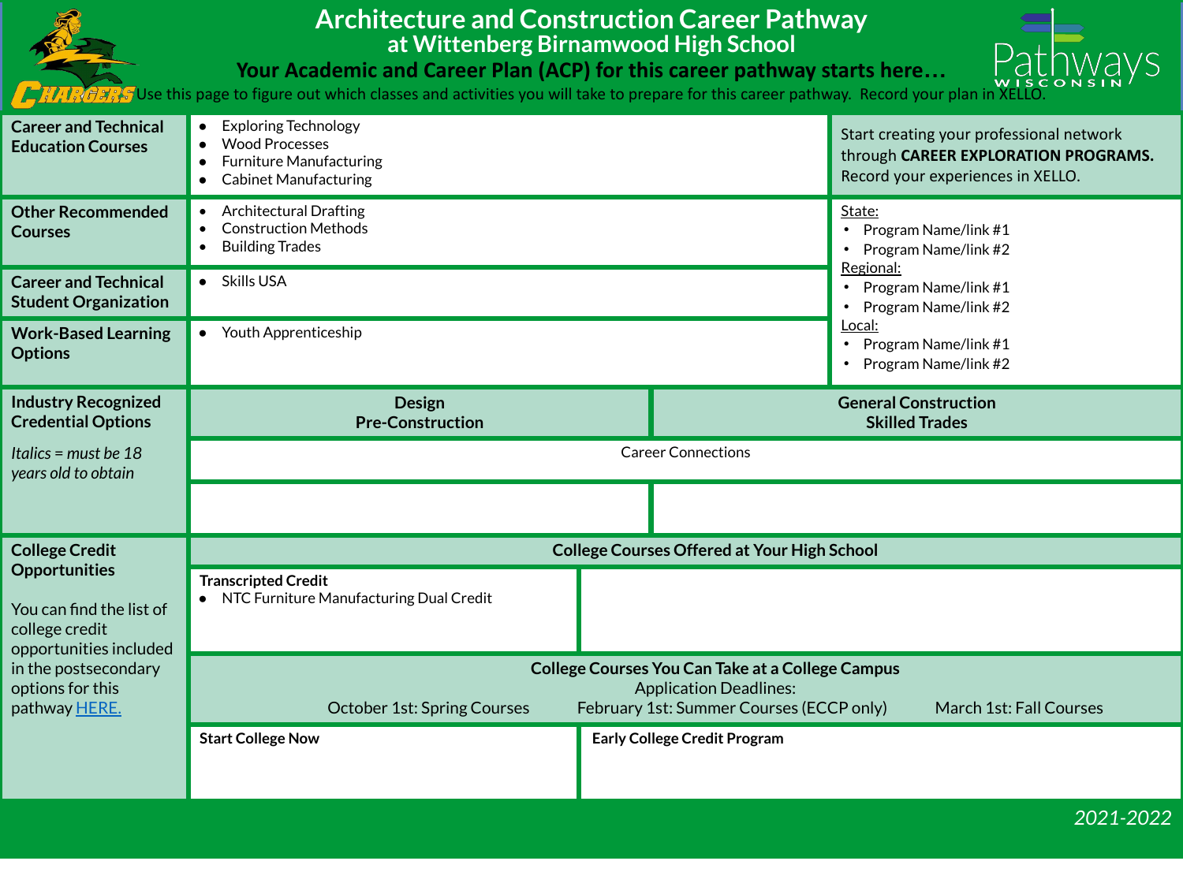# Architecture and Construction Career Pathway

## at Wittenberg Birnamwood High School

### Your Academic and Career Plan (ACP) for this career pathway starts here…

Use this page to figure out which classes and activities you will take to prepare for this career pathway. Record your plan in XELLO.

| | | |
|---|---|---|
| **Career and Technical Education Courses** | • Exploring Technology<br>• Wood Processes<br>• Furniture Manufacturing<br>• Cabinet Manufacturing | Start creating your professional network through **CAREER EXPLORATION PROGRAMS.** Record your experiences in XELLO. |
| **Other Recommended Courses** | • Architectural Drafting<br>• Construction Methods<br>• Building Trades | State:<br>• Program Name/link #1<br>• Program Name/link #2<br>Regional:<br>• Program Name/link #1<br>• Program Name/link #2<br>Local:<br>• Program Name/link #1<br>• Program Name/link #2 |
| **Career and Technical Student Organization** | • Skills USA | |
| **Work-Based Learning Options** | • Youth Apprenticeship | |

| | | |
|---|---|---|
| **Industry Recognized Credential Options**<br><br>*Italics = must be 18 years old to obtain* | **Design Pre-Construction** | **General Construction Skilled Trades** |
| | Career Connections | |
| | | |

| | | |
|---|---|---|
| **College Credit Opportunities**<br><br>You can find the list of college credit opportunities included in the postsecondary options for this pathway HERE. | **College Courses Offered at Your High School** | |
| | **Transcripted Credit**<br>• NTC Furniture Manufacturing Dual Credit | |
| | **College Courses You Can Take at a College Campus**<br>Application Deadlines:<br>October 1st: Spring Courses · February 1st: Summer Courses (ECCP only) · March 1st: Fall Courses | |
| | **Start College Now** | **Early College Credit Program** |

*2021-2022*